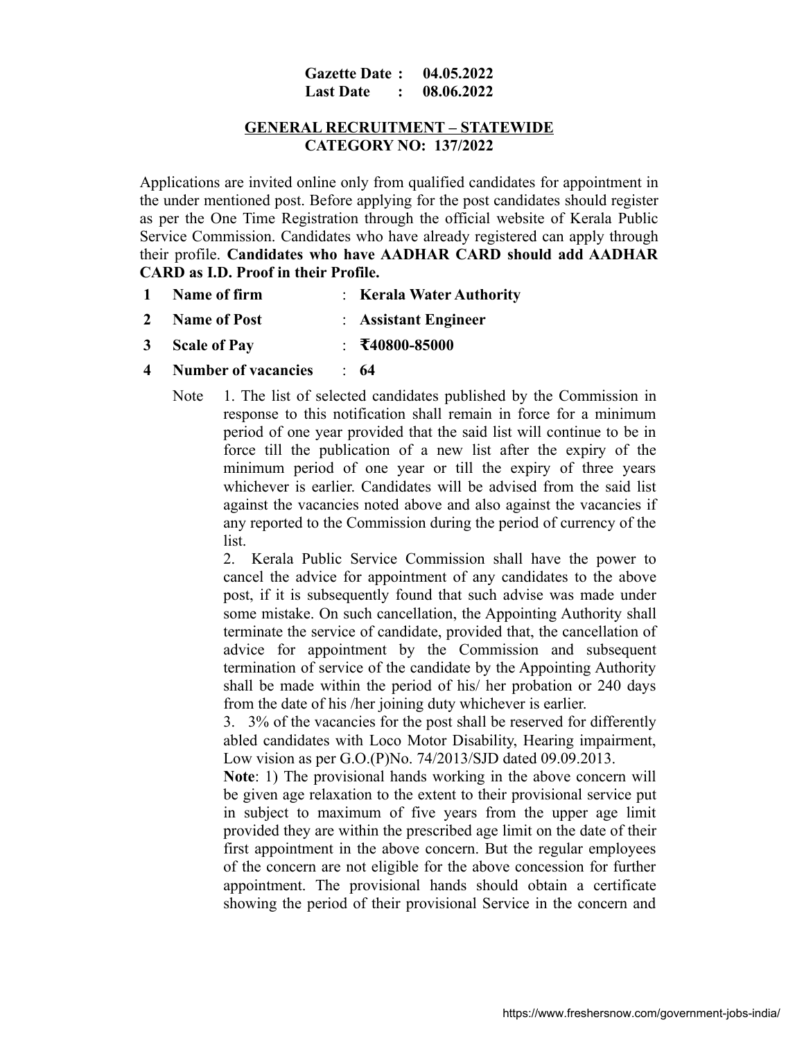**Gazette Date : 04.05.2022**
**Last Date : 08.06.2022**

## GENERAL RECRUITMENT – STATEWIDE
## CATEGORY NO: 137/2022

Applications are invited online only from qualified candidates for appointment in the under mentioned post. Before applying for the post candidates should register as per the One Time Registration through the official website of Kerala Public Service Commission. Candidates who have already registered can apply through their profile. **Candidates who have AADHAR CARD should add AADHAR CARD as I.D. Proof in their Profile.**

1. **Name of firm** : **Kerala Water Authority**
2. **Name of Post** : **Assistant Engineer**
3. **Scale of Pay** : **₹40800-85000**
4. **Number of vacancies** : **64**

Note 1. The list of selected candidates published by the Commission in response to this notification shall remain in force for a minimum period of one year provided that the said list will continue to be in force till the publication of a new list after the expiry of the minimum period of one year or till the expiry of three years whichever is earlier. Candidates will be advised from the said list against the vacancies noted above and also against the vacancies if any reported to the Commission during the period of currency of the list.

2. Kerala Public Service Commission shall have the power to cancel the advice for appointment of any candidates to the above post, if it is subsequently found that such advise was made under some mistake. On such cancellation, the Appointing Authority shall terminate the service of candidate, provided that, the cancellation of advice for appointment by the Commission and subsequent termination of service of the candidate by the Appointing Authority shall be made within the period of his/ her probation or 240 days from the date of his /her joining duty whichever is earlier.

3. 3% of the vacancies for the post shall be reserved for differently abled candidates with Loco Motor Disability, Hearing impairment, Low vision as per G.O.(P)No. 74/2013/SJD dated 09.09.2013.

**Note**: 1) The provisional hands working in the above concern will be given age relaxation to the extent to their provisional service put in subject to maximum of five years from the upper age limit provided they are within the prescribed age limit on the date of their first appointment in the above concern. But the regular employees of the concern are not eligible for the above concession for further appointment. The provisional hands should obtain a certificate showing the period of their provisional Service in the concern and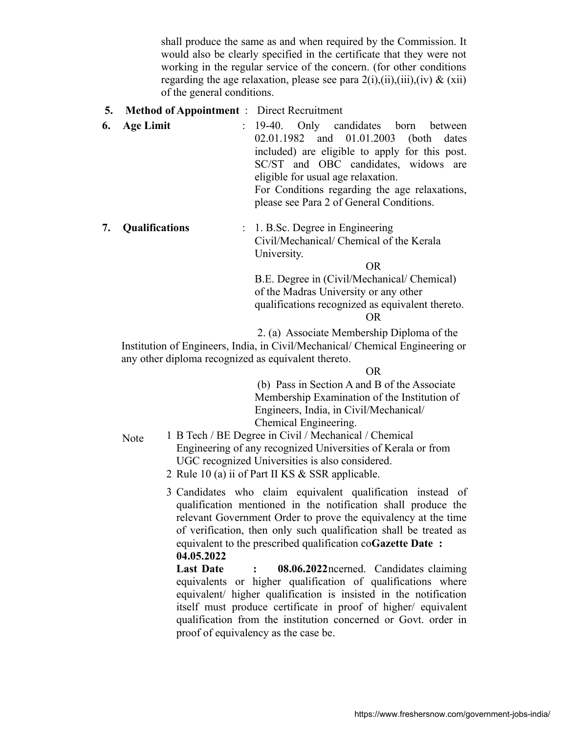shall produce the same as and when required by the Commission. It would also be clearly specified in the certificate that they were not working in the regular service of the concern. (for other conditions regarding the age relaxation, please see para 2(i),(ii),(iii),(iv) & (xii) of the general conditions.

**5. Method of Appointment** : Direct Recruitment

**6. Age Limit** : 19-40. Only candidates born between 02.01.1982 and 01.01.2003 (both dates included) are eligible to apply for this post. SC/ST and OBC candidates, widows are eligible for usual age relaxation.
For Conditions regarding the age relaxations, please see Para 2 of General Conditions.

**7. Qualifications** : 1. B.Sc. Degree in Engineering Civil/Mechanical/ Chemical of the Kerala University.

OR

B.E. Degree in (Civil/Mechanical/ Chemical) of the Madras University or any other qualifications recognized as equivalent thereto.

OR

2. (a) Associate Membership Diploma of the Institution of Engineers, India, in Civil/Mechanical/ Chemical Engineering or any other diploma recognized as equivalent thereto.

OR

(b) Pass in Section A and B of the Associate Membership Examination of the Institution of Engineers, India, in Civil/Mechanical/ Chemical Engineering.

Note

1. B Tech / BE Degree in Civil / Mechanical / Chemical Engineering of any recognized Universities of Kerala or from UGC recognized Universities is also considered.
2. Rule 10 (a) ii of Part II KS & SSR applicable.
3. Candidates who claim equivalent qualification instead of qualification mentioned in the notification shall produce the relevant Government Order to prove the equivalency at the time of verification, then only such qualification shall be treated as equivalent to the prescribed qualification concerned. Candidates claiming equivalents or higher qualification of qualifications where equivalent/ higher qualification is insisted in the notification itself must produce certificate in proof of higher/ equivalent qualification from the institution concerned or Govt. order in proof of equivalency as the case be.

**Gazette Date : 04.05.2022**

**Last Date : 08.06.2022**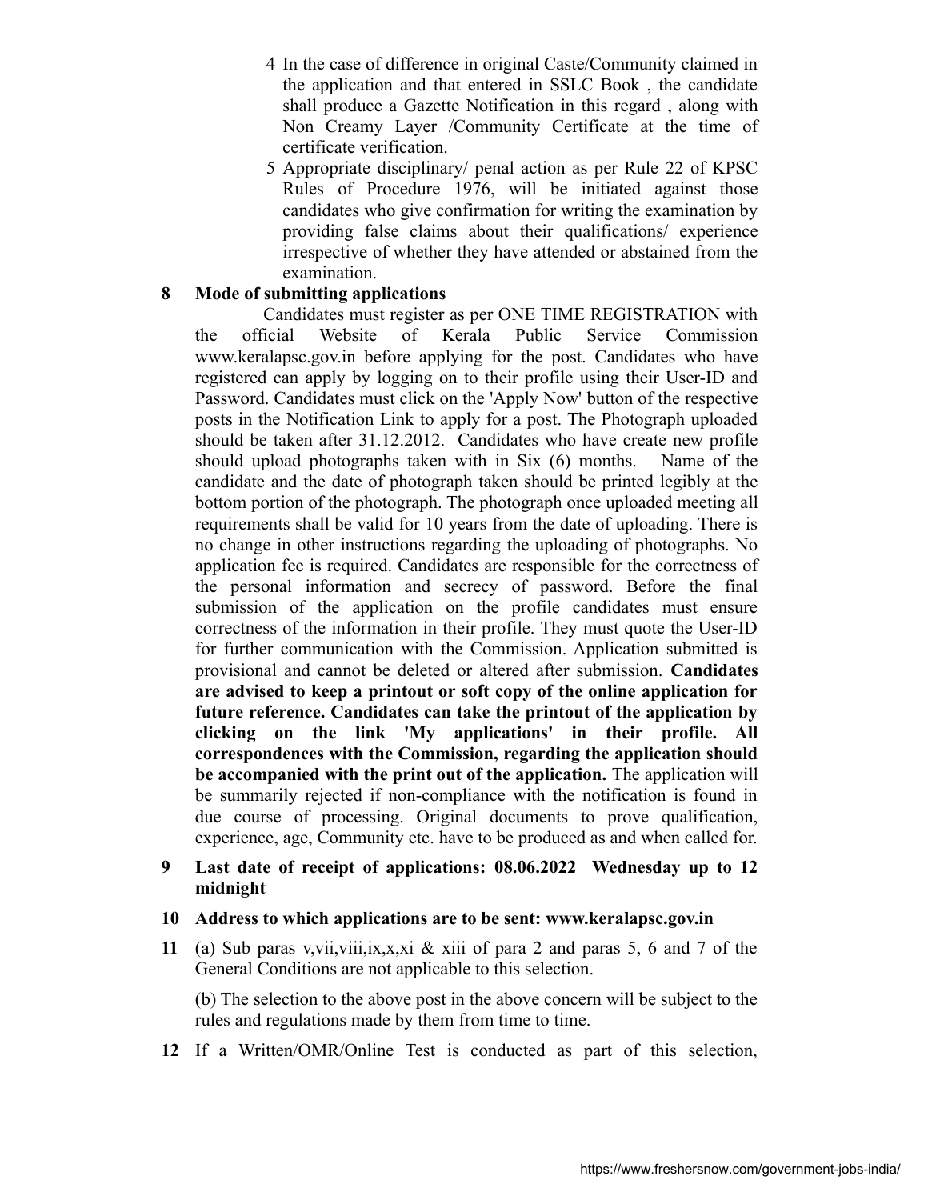4 In the case of difference in original Caste/Community claimed in the application and that entered in SSLC Book , the candidate shall produce a Gazette Notification in this regard , along with Non Creamy Layer /Community Certificate at the time of certificate verification.

5 Appropriate disciplinary/ penal action as per Rule 22 of KPSC Rules of Procedure 1976, will be initiated against those candidates who give confirmation for writing the examination by providing false claims about their qualifications/ experience irrespective of whether they have attended or abstained from the examination.

**8 Mode of submitting applications**

Candidates must register as per ONE TIME REGISTRATION with the official Website of Kerala Public Service Commission www.keralapsc.gov.in before applying for the post. Candidates who have registered can apply by logging on to their profile using their User-ID and Password. Candidates must click on the 'Apply Now' button of the respective posts in the Notification Link to apply for a post. The Photograph uploaded should be taken after 31.12.2012. Candidates who have create new profile should upload photographs taken with in Six (6) months. Name of the candidate and the date of photograph taken should be printed legibly at the bottom portion of the photograph. The photograph once uploaded meeting all requirements shall be valid for 10 years from the date of uploading. There is no change in other instructions regarding the uploading of photographs. No application fee is required. Candidates are responsible for the correctness of the personal information and secrecy of password. Before the final submission of the application on the profile candidates must ensure correctness of the information in their profile. They must quote the User-ID for further communication with the Commission. Application submitted is provisional and cannot be deleted or altered after submission. **Candidates are advised to keep a printout or soft copy of the online application for future reference. Candidates can take the printout of the application by clicking on the link 'My applications' in their profile. All correspondences with the Commission, regarding the application should be accompanied with the print out of the application.** The application will be summarily rejected if non-compliance with the notification is found in due course of processing. Original documents to prove qualification, experience, age, Community etc. have to be produced as and when called for.

**9 Last date of receipt of applications: 08.06.2022 Wednesday up to 12 midnight**

**10 Address to which applications are to be sent: www.keralapsc.gov.in**

**11** (a) Sub paras v,vii,viii,ix,x,xi & xiii of para 2 and paras 5, 6 and 7 of the General Conditions are not applicable to this selection.

(b) The selection to the above post in the above concern will be subject to the rules and regulations made by them from time to time.

**12** If a Written/OMR/Online Test is conducted as part of this selection,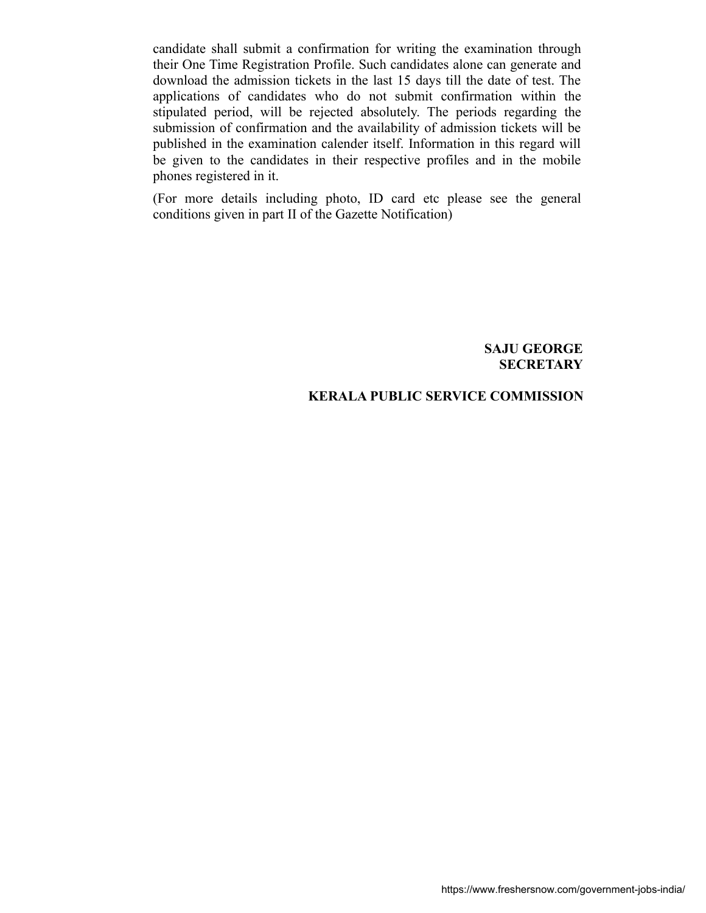candidate shall submit a confirmation for writing the examination through their One Time Registration Profile. Such candidates alone can generate and download the admission tickets in the last 15 days till the date of test. The applications of candidates who do not submit confirmation within the stipulated period, will be rejected absolutely. The periods regarding the submission of confirmation and the availability of admission tickets will be published in the examination calender itself. Information in this regard will be given to the candidates in their respective profiles and in the mobile phones registered in it.

(For more details including photo, ID card etc please see the general conditions given in part II of the Gazette Notification)

**SAJU GEORGE**
**SECRETARY**

**KERALA PUBLIC SERVICE COMMISSION**